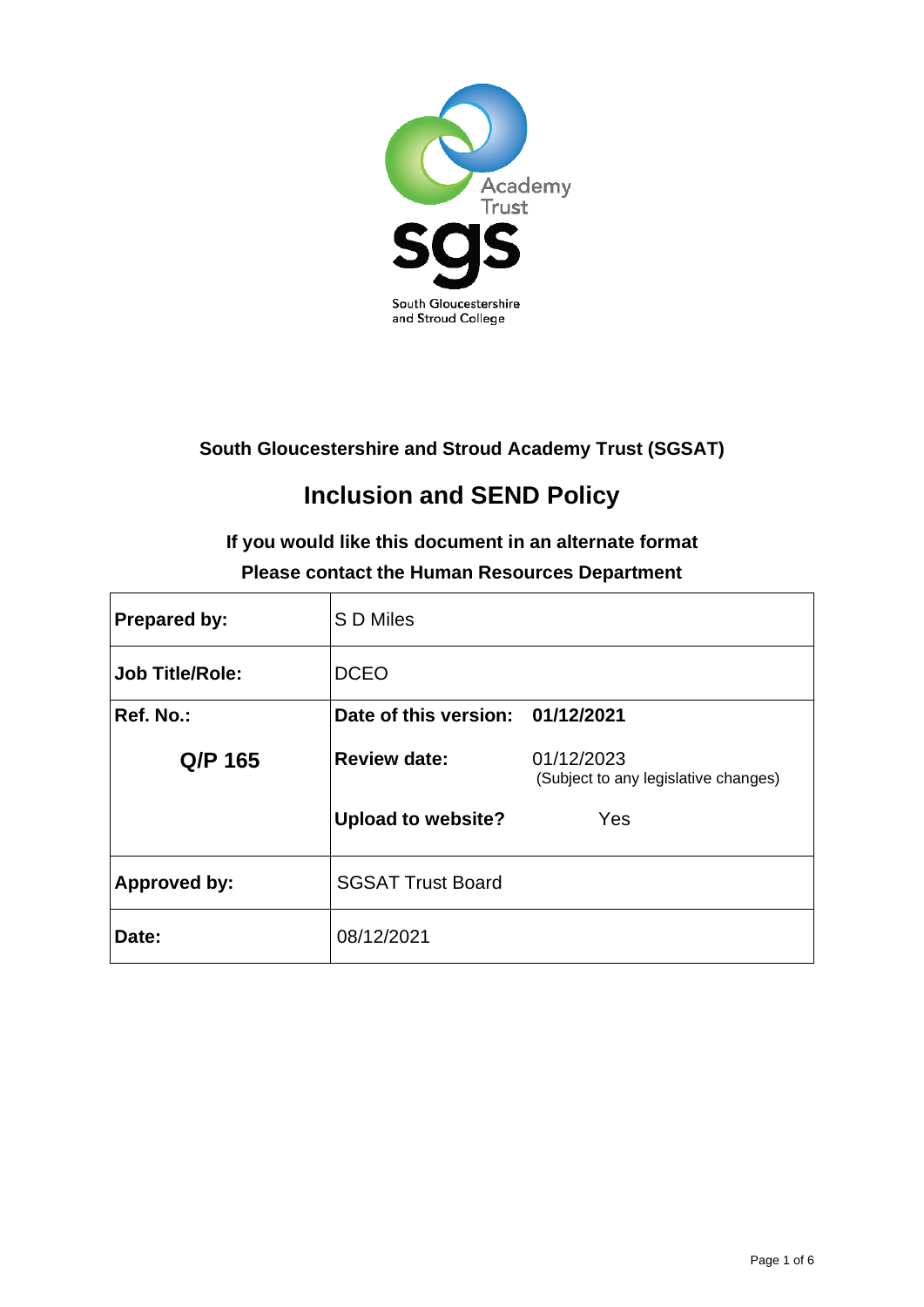Academy Trust

sgs

South Gloucestershire and Stroud College

**South Gloucestershire and Stroud Academy Trust (SGSAT)**

# Inclusion and SEND Policy

**If you would like this document in an alternate format**

**Please contact the Human Resources Department**

| | | |
|---|---|---|
| **Prepared by:** | S D Miles | |
| **Job Title/Role:** | DCEO | |
| **Ref. No.:** | **Date of this version:** | **01/12/2021** |
| **Q/P 165** | **Review date:** | 01/12/2023 (Subject to any legislative changes) |
| | **Upload to website?** | Yes |
| **Approved by:** | SGSAT Trust Board | |
| **Date:** | 08/12/2021 | |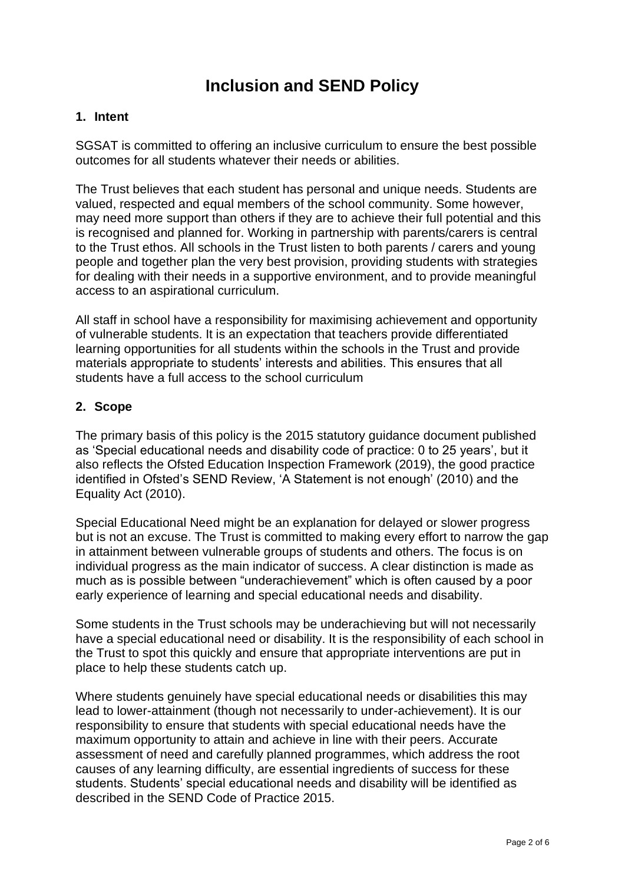# Inclusion and SEND Policy

## 1. Intent

SGSAT is committed to offering an inclusive curriculum to ensure the best possible outcomes for all students whatever their needs or abilities.

The Trust believes that each student has personal and unique needs. Students are valued, respected and equal members of the school community. Some however, may need more support than others if they are to achieve their full potential and this is recognised and planned for. Working in partnership with parents/carers is central to the Trust ethos. All schools in the Trust listen to both parents / carers and young people and together plan the very best provision, providing students with strategies for dealing with their needs in a supportive environment, and to provide meaningful access to an aspirational curriculum.

All staff in school have a responsibility for maximising achievement and opportunity of vulnerable students. It is an expectation that teachers provide differentiated learning opportunities for all students within the schools in the Trust and provide materials appropriate to students' interests and abilities. This ensures that all students have a full access to the school curriculum

## 2. Scope

The primary basis of this policy is the 2015 statutory guidance document published as 'Special educational needs and disability code of practice: 0 to 25 years', but it also reflects the Ofsted Education Inspection Framework (2019), the good practice identified in Ofsted's SEND Review, 'A Statement is not enough' (2010) and the Equality Act (2010).

Special Educational Need might be an explanation for delayed or slower progress but is not an excuse. The Trust is committed to making every effort to narrow the gap in attainment between vulnerable groups of students and others. The focus is on individual progress as the main indicator of success. A clear distinction is made as much as is possible between "underachievement" which is often caused by a poor early experience of learning and special educational needs and disability.

Some students in the Trust schools may be underachieving but will not necessarily have a special educational need or disability. It is the responsibility of each school in the Trust to spot this quickly and ensure that appropriate interventions are put in place to help these students catch up.

Where students genuinely have special educational needs or disabilities this may lead to lower-attainment (though not necessarily to under-achievement). It is our responsibility to ensure that students with special educational needs have the maximum opportunity to attain and achieve in line with their peers. Accurate assessment of need and carefully planned programmes, which address the root causes of any learning difficulty, are essential ingredients of success for these students. Students' special educational needs and disability will be identified as described in the SEND Code of Practice 2015.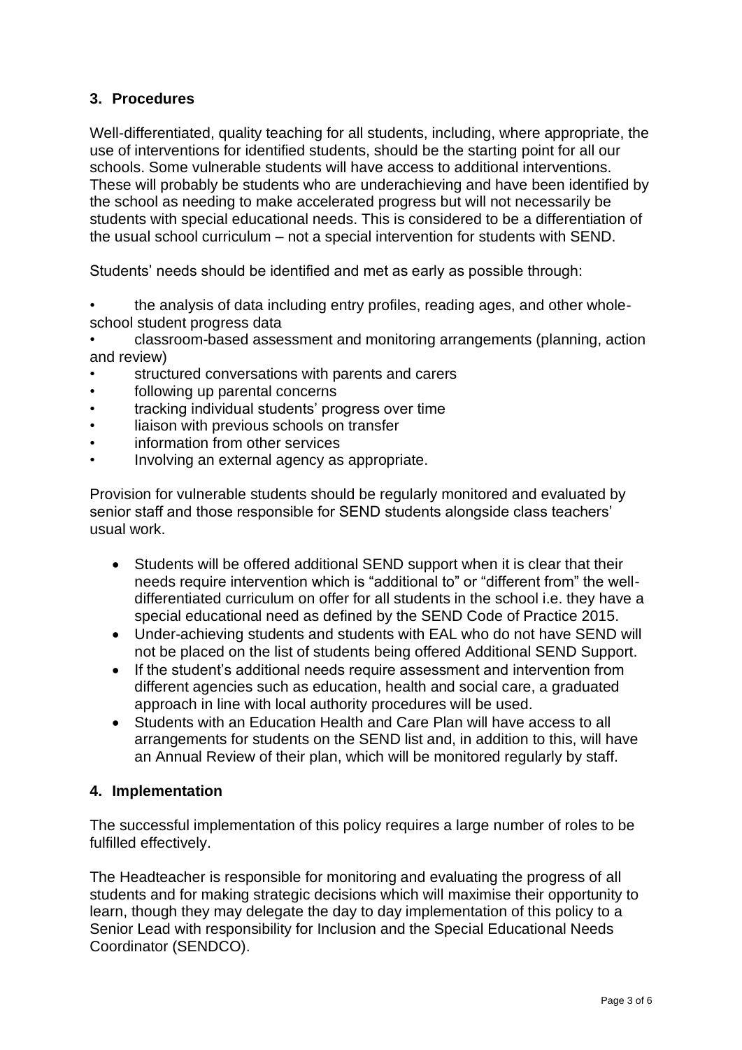## 3. Procedures

Well-differentiated, quality teaching for all students, including, where appropriate, the use of interventions for identified students, should be the starting point for all our schools. Some vulnerable students will have access to additional interventions. These will probably be students who are underachieving and have been identified by the school as needing to make accelerated progress but will not necessarily be students with special educational needs. This is considered to be a differentiation of the usual school curriculum – not a special intervention for students with SEND.

Students' needs should be identified and met as early as possible through:

- the analysis of data including entry profiles, reading ages, and other whole-school student progress data
- classroom-based assessment and monitoring arrangements (planning, action and review)
- structured conversations with parents and carers
- following up parental concerns
- tracking individual students' progress over time
- liaison with previous schools on transfer
- information from other services
- Involving an external agency as appropriate.

Provision for vulnerable students should be regularly monitored and evaluated by senior staff and those responsible for SEND students alongside class teachers' usual work.

- Students will be offered additional SEND support when it is clear that their needs require intervention which is "additional to" or "different from" the well-differentiated curriculum on offer for all students in the school i.e. they have a special educational need as defined by the SEND Code of Practice 2015.
- Under-achieving students and students with EAL who do not have SEND will not be placed on the list of students being offered Additional SEND Support.
- If the student's additional needs require assessment and intervention from different agencies such as education, health and social care, a graduated approach in line with local authority procedures will be used.
- Students with an Education Health and Care Plan will have access to all arrangements for students on the SEND list and, in addition to this, will have an Annual Review of their plan, which will be monitored regularly by staff.

## 4. Implementation

The successful implementation of this policy requires a large number of roles to be fulfilled effectively.

The Headteacher is responsible for monitoring and evaluating the progress of all students and for making strategic decisions which will maximise their opportunity to learn, though they may delegate the day to day implementation of this policy to a Senior Lead with responsibility for Inclusion and the Special Educational Needs Coordinator (SENDCO).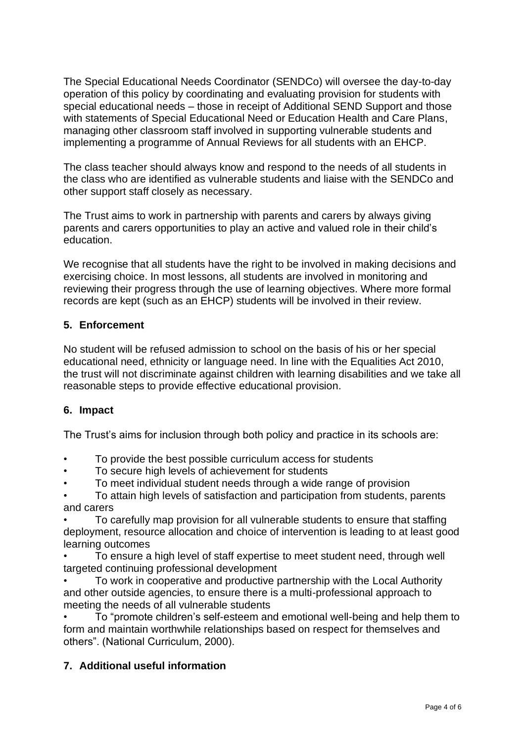The Special Educational Needs Coordinator (SENDCo) will oversee the day-to-day operation of this policy by coordinating and evaluating provision for students with special educational needs – those in receipt of Additional SEND Support and those with statements of Special Educational Need or Education Health and Care Plans, managing other classroom staff involved in supporting vulnerable students and implementing a programme of Annual Reviews for all students with an EHCP.

The class teacher should always know and respond to the needs of all students in the class who are identified as vulnerable students and liaise with the SENDCo and other support staff closely as necessary.

The Trust aims to work in partnership with parents and carers by always giving parents and carers opportunities to play an active and valued role in their child's education.

We recognise that all students have the right to be involved in making decisions and exercising choice. In most lessons, all students are involved in monitoring and reviewing their progress through the use of learning objectives. Where more formal records are kept (such as an EHCP) students will be involved in their review.

## 5. Enforcement

No student will be refused admission to school on the basis of his or her special educational need, ethnicity or language need. In line with the Equalities Act 2010, the trust will not discriminate against children with learning disabilities and we take all reasonable steps to provide effective educational provision.

## 6. Impact

The Trust's aims for inclusion through both policy and practice in its schools are:

- To provide the best possible curriculum access for students
- To secure high levels of achievement for students
- To meet individual student needs through a wide range of provision
- To attain high levels of satisfaction and participation from students, parents and carers
- To carefully map provision for all vulnerable students to ensure that staffing deployment, resource allocation and choice of intervention is leading to at least good learning outcomes
- To ensure a high level of staff expertise to meet student need, through well targeted continuing professional development
- To work in cooperative and productive partnership with the Local Authority and other outside agencies, to ensure there is a multi-professional approach to meeting the needs of all vulnerable students
- To "promote children's self-esteem and emotional well-being and help them to form and maintain worthwhile relationships based on respect for themselves and others". (National Curriculum, 2000).

## 7. Additional useful information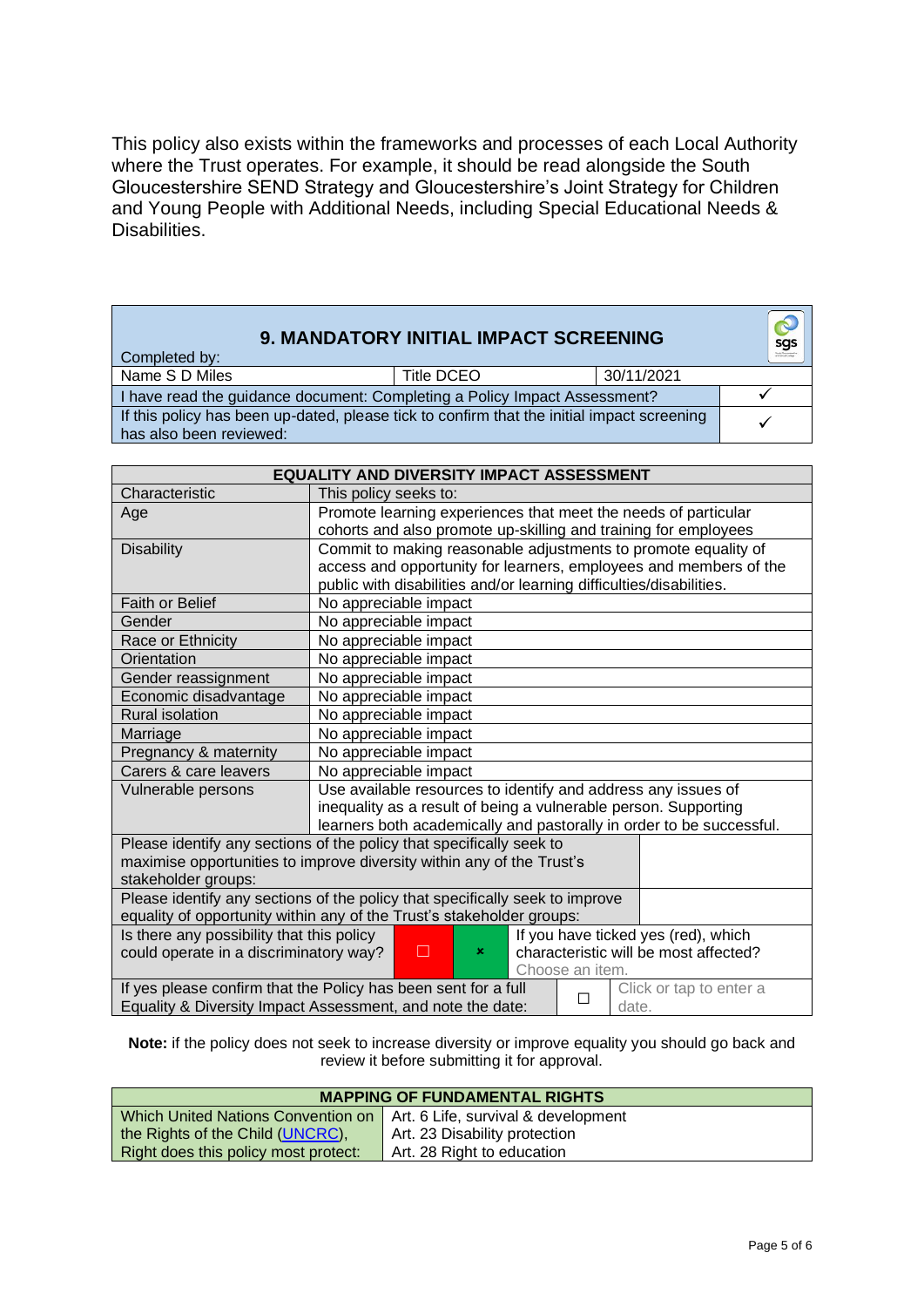This policy also exists within the frameworks and processes of each Local Authority where the Trust operates. For example, it should be read alongside the South Gloucestershire SEND Strategy and Gloucestershire's Joint Strategy for Children and Young People with Additional Needs, including Special Educational Needs & Disabilities.

| 9. MANDATORY INITIAL IMPACT SCREENING | | | |
|---|---|---|---|
| Completed by: | | | |
| Name S D Miles | Title DCEO | 30/11/2021 | |
| I have read the guidance document: Completing a Policy Impact Assessment? | | | ✓ |
| If this policy has been up-dated, please tick to confirm that the initial impact screening has also been reviewed: | | | ✓ |

| EQUALITY AND DIVERSITY IMPACT ASSESSMENT | |
|---|---|
| Characteristic | This policy seeks to: |
| Age | Promote learning experiences that meet the needs of particular cohorts and also promote up-skilling and training for employees |
| Disability | Commit to making reasonable adjustments to promote equality of access and opportunity for learners, employees and members of the public with disabilities and/or learning difficulties/disabilities. |
| Faith or Belief | No appreciable impact |
| Gender | No appreciable impact |
| Race or Ethnicity | No appreciable impact |
| Orientation | No appreciable impact |
| Gender reassignment | No appreciable impact |
| Economic disadvantage | No appreciable impact |
| Rural isolation | No appreciable impact |
| Marriage | No appreciable impact |
| Pregnancy & maternity | No appreciable impact |
| Carers & care leavers | No appreciable impact |
| Vulnerable persons | Use available resources to identify and address any issues of inequality as a result of being a vulnerable person. Supporting learners both academically and pastorally in order to be successful. |

| | | | |
|---|---|---|---|
| Please identify any sections of the policy that specifically seek to maximise opportunities to improve diversity within any of the Trust's stakeholder groups: | | | |
| Please identify any sections of the policy that specifically seek to improve equality of opportunity within any of the Trust's stakeholder groups: | | | |
| Is there any possibility that this policy could operate in a discriminatory way? | ☐ | ☒ | If you have ticked yes (red), which characteristic will be most affected? Choose an item. |
| If yes please confirm that the Policy has been sent for a full Equality & Diversity Impact Assessment, and note the date: | ☐ | | Click or tap to enter a date. |

**Note:** if the policy does not seek to increase diversity or improve equality you should go back and review it before submitting it for approval.

| MAPPING OF FUNDAMENTAL RIGHTS | |
|---|---|
| Which United Nations Convention on the Rights of the Child (UNCRC), Right does this policy most protect: | Art. 6 Life, survival & development<br>Art. 23 Disability protection<br>Art. 28 Right to education |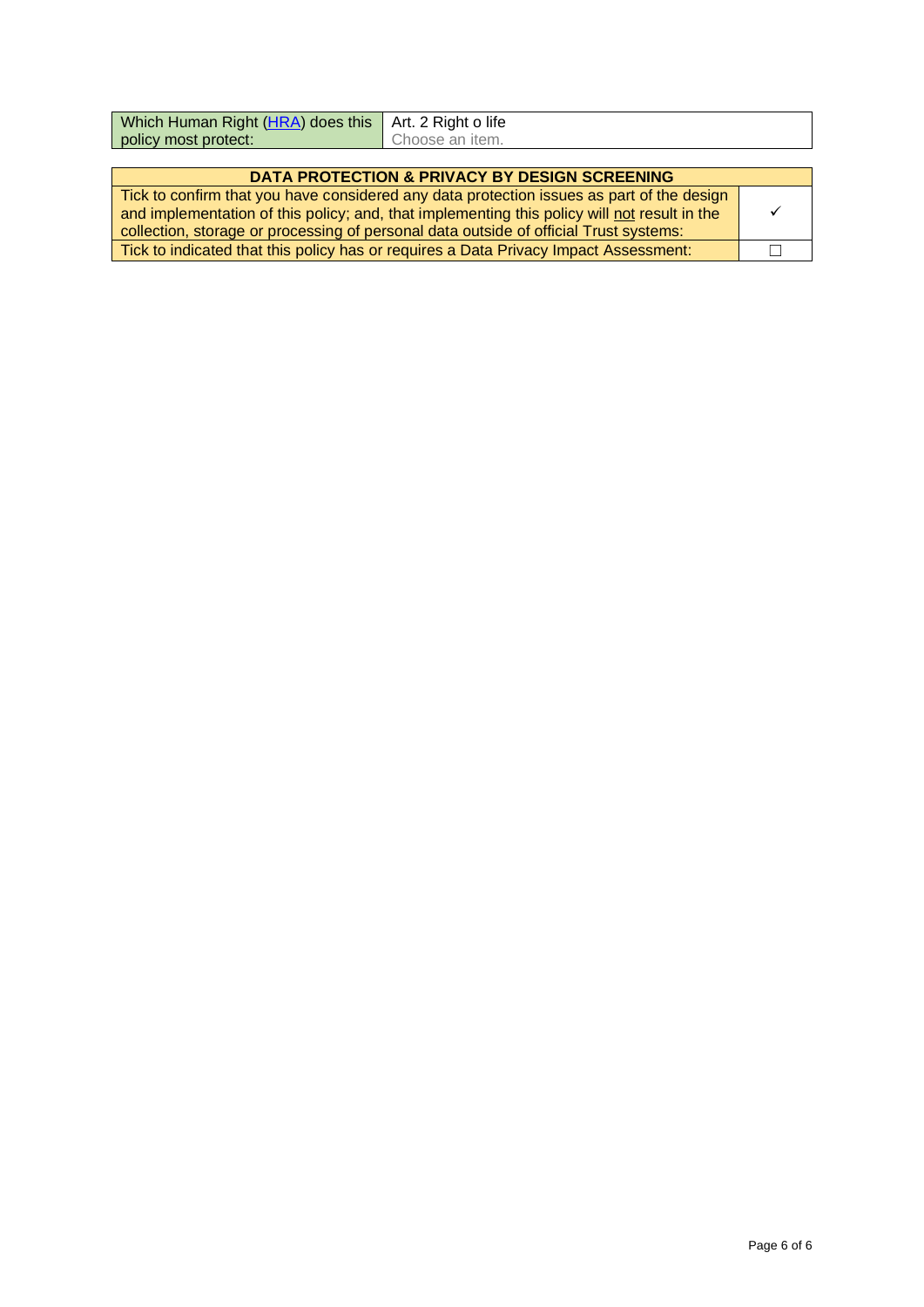| Which Human Right ([HRA](HRA)) does this policy most protect: | Art. 2 Right o life<br>Choose an item. |
|---|---|

| DATA PROTECTION & PRIVACY BY DESIGN SCREENING | |
|---|---|
| Tick to confirm that you have considered any data protection issues as part of the design and implementation of this policy; and, that implementing this policy will not result in the collection, storage or processing of personal data outside of official Trust systems: | ✓ |
| Tick to indicated that this policy has or requires a Data Privacy Impact Assessment: | ☐ |